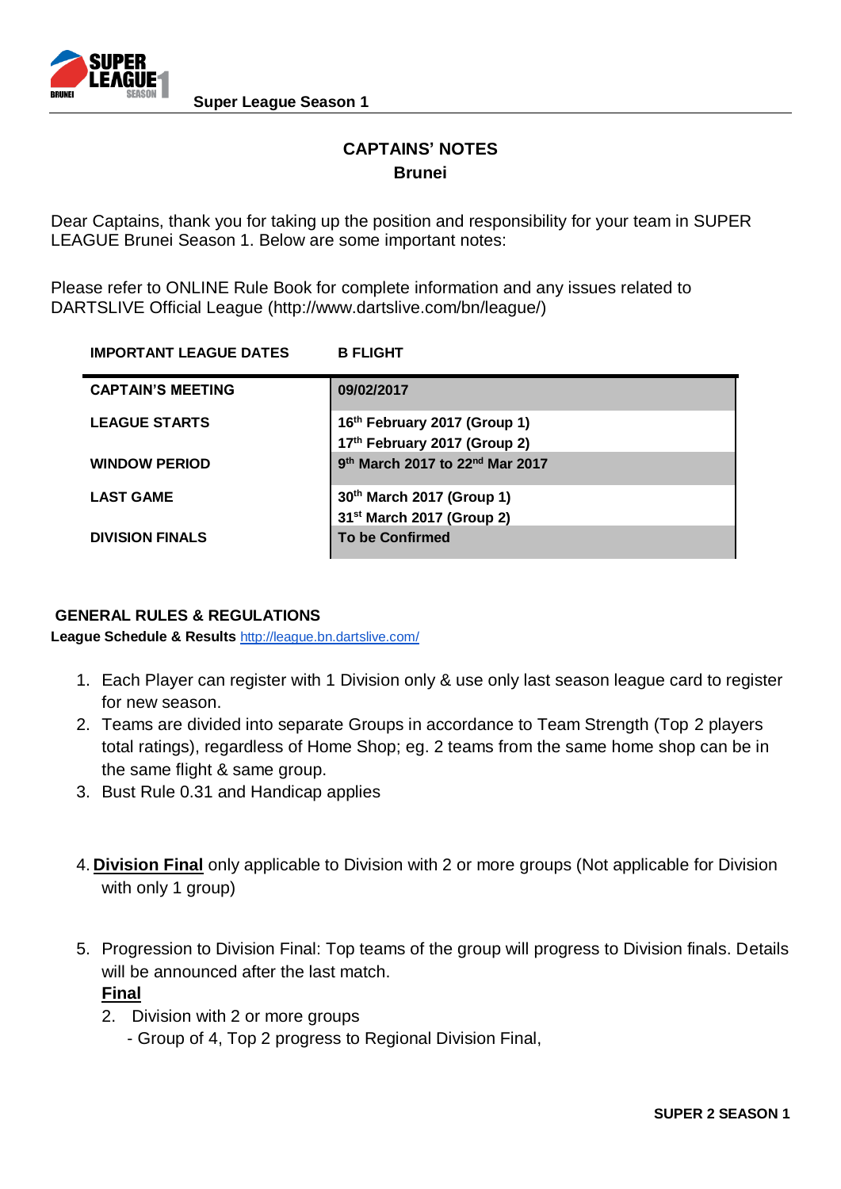Super League Season 1

## CAPTAINS' NOTES
### Brunei

Dear Captains, thank you for taking up the position and responsibility for your team in SUPER LEAGUE Brunei Season 1. Below are some important notes:

Please refer to ONLINE Rule Book for complete information and any issues related to DARTSLIVE Official League (http://www.dartslive.com/bn/league/)

| IMPORTANT LEAGUE DATES | B FLIGHT |
|---|---|
| CAPTAIN'S MEETING | 09/02/2017 |
| LEAGUE STARTS | 16th February 2017 (Group 1)<br>17th February 2017 (Group 2) |
| WINDOW PERIOD | 9th March 2017 to 22nd Mar 2017 |
| LAST GAME | 30th March 2017 (Group 1)<br>31st March 2017 (Group 2) |
| DIVISION FINALS | To be Confirmed |

**GENERAL RULES & REGULATIONS**

**League Schedule & Results** http://league.bn.dartslive.com/

1. Each Player can register with 1 Division only & use only last season league card to register for new season.
2. Teams are divided into separate Groups in accordance to Team Strength (Top 2 players total ratings), regardless of Home Shop; eg. 2 teams from the same home shop can be in the same flight & same group.
3. Bust Rule 0.31 and Handicap applies

4. **Division Final** only applicable to Division with 2 or more groups (Not applicable for Division with only 1 group)

5. Progression to Division Final: Top teams of the group will progress to Division finals. Details will be announced after the last match.

   **Final**

   2. Division with 2 or more groups
      - Group of 4, Top 2 progress to Regional Division Final,

SUPER 2 SEASON 1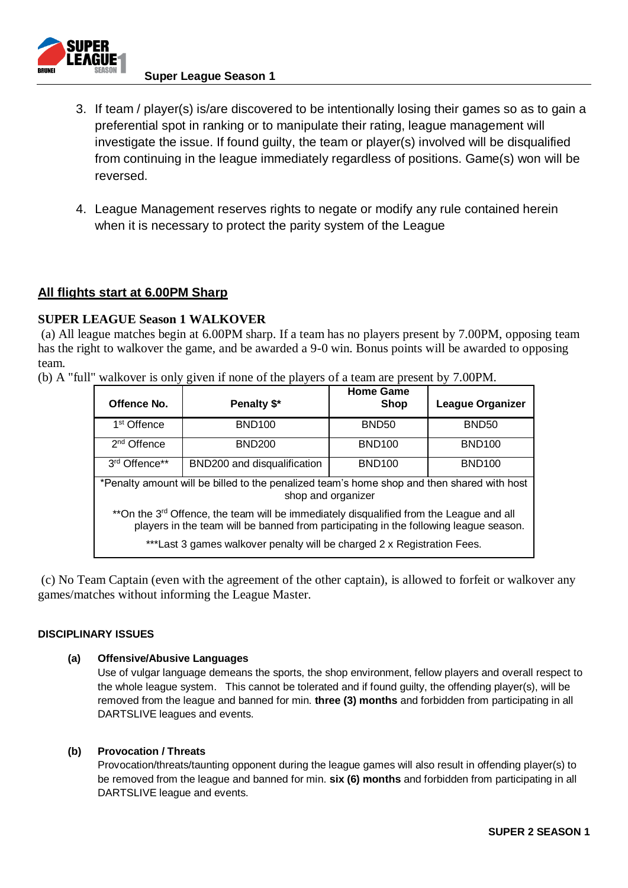3. If team / player(s) is/are discovered to be intentionally losing their games so as to gain a preferential spot in ranking or to manipulate their rating, league management will investigate the issue. If found guilty, the team or player(s) involved will be disqualified from continuing in the league immediately regardless of positions. Game(s) won will be reversed.

4. League Management reserves rights to negate or modify any rule contained herein when it is necessary to protect the parity system of the League

**<u>All flights start at 6.00PM Sharp</u>**

**SUPER LEAGUE Season 1 WALKOVER**

(a) All league matches begin at 6.00PM sharp. If a team has no players present by 7.00PM, opposing team has the right to walkover the game, and be awarded a 9-0 win. Bonus points will be awarded to opposing team.

(b) A "full" walkover is only given if none of the players of a team are present by 7.00PM.

| Offence No. | Penalty $* | Home Game Shop | League Organizer |
|---|---|---|---|
| 1st Offence | BND100 | BND50 | BND50 |
| 2nd Offence | BND200 | BND100 | BND100 |
| 3rd Offence** | BND200 and disqualification | BND100 | BND100 |
| *Penalty amount will be billed to the penalized team's home shop and then shared with host shop and organizer | | | |
| **On the 3rd Offence, the team will be immediately disqualified from the League and all players in the team will be banned from participating in the following league season. | | | |
| ***Last 3 games walkover penalty will be charged 2 x Registration Fees. | | | |

(c) No Team Captain (even with the agreement of the other captain), is allowed to forfeit or walkover any games/matches without informing the League Master.

**DISCIPLINARY ISSUES**

**(a) Offensive/Abusive Languages**

Use of vulgar language demeans the sports, the shop environment, fellow players and overall respect to the whole league system. This cannot be tolerated and if found guilty, the offending player(s), will be removed from the league and banned for min. **three (3) months** and forbidden from participating in all DARTSLIVE leagues and events.

**(b) Provocation / Threats**

Provocation/threats/taunting opponent during the league games will also result in offending player(s) to be removed from the league and banned for min. **six (6) months** and forbidden from participating in all DARTSLIVE league and events.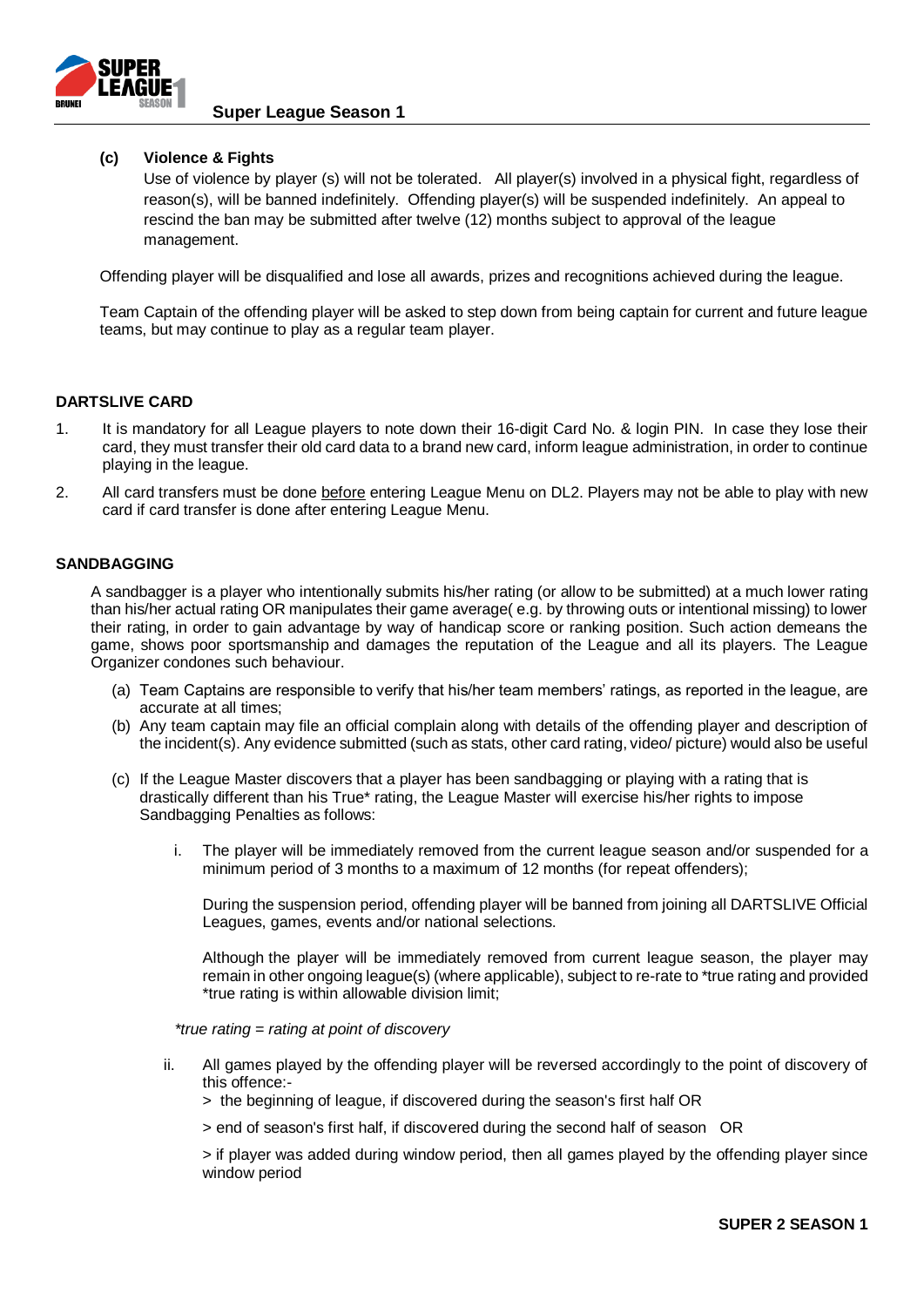**(c) Violence & Fights**

Use of violence by player (s) will not be tolerated. All player(s) involved in a physical fight, regardless of reason(s), will be banned indefinitely. Offending player(s) will be suspended indefinitely. An appeal to rescind the ban may be submitted after twelve (12) months subject to approval of the league management.

Offending player will be disqualified and lose all awards, prizes and recognitions achieved during the league.

Team Captain of the offending player will be asked to step down from being captain for current and future league teams, but may continue to play as a regular team player.

### DARTSLIVE CARD

1. It is mandatory for all League players to note down their 16-digit Card No. & login PIN. In case they lose their card, they must transfer their old card data to a brand new card, inform league administration, in order to continue playing in the league.
2. All card transfers must be done <u>before</u> entering League Menu on DL2. Players may not be able to play with new card if card transfer is done after entering League Menu.

### SANDBAGGING

A sandbagger is a player who intentionally submits his/her rating (or allow to be submitted) at a much lower rating than his/her actual rating OR manipulates their game average( e.g. by throwing outs or intentional missing) to lower their rating, in order to gain advantage by way of handicap score or ranking position. Such action demeans the game, shows poor sportsmanship and damages the reputation of the League and all its players. The League Organizer condones such behaviour.

(a) Team Captains are responsible to verify that his/her team members' ratings, as reported in the league, are accurate at all times;

(b) Any team captain may file an official complain along with details of the offending player and description of the incident(s). Any evidence submitted (such as stats, other card rating, video/ picture) would also be useful

(c) If the League Master discovers that a player has been sandbagging or playing with a rating that is drastically different than his True* rating, the League Master will exercise his/her rights to impose Sandbagging Penalties as follows:

   i. The player will be immediately removed from the current league season and/or suspended for a minimum period of 3 months to a maximum of 12 months (for repeat offenders);

      During the suspension period, offending player will be banned from joining all DARTSLIVE Official Leagues, games, events and/or national selections.

      Although the player will be immediately removed from current league season, the player may remain in other ongoing league(s) (where applicable), subject to re-rate to *true rating and provided *true rating is within allowable division limit;

   *\*true rating = rating at point of discovery*

   ii. All games played by the offending player will be reversed accordingly to the point of discovery of this offence:-

      > the beginning of league, if discovered during the season's first half OR

      > end of season's first half, if discovered during the second half of season OR

      > if player was added during window period, then all games played by the offending player since window period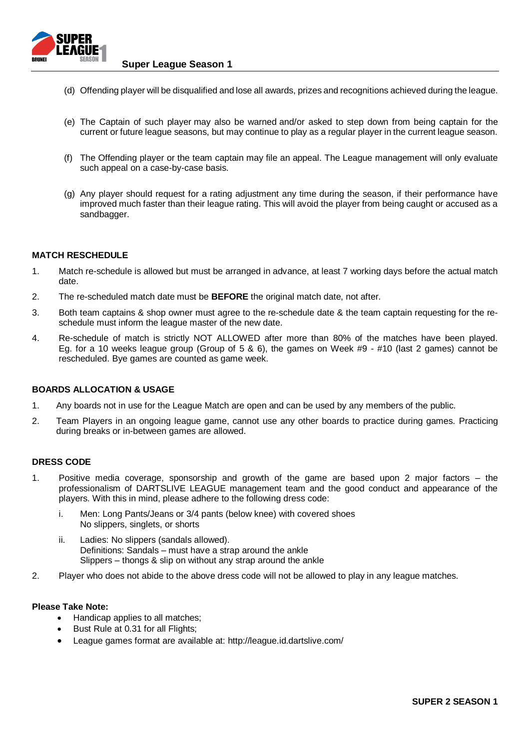(d) Offending player will be disqualified and lose all awards, prizes and recognitions achieved during the league.

(e) The Captain of such player may also be warned and/or asked to step down from being captain for the current or future league seasons, but may continue to play as a regular player in the current league season.

(f) The Offending player or the team captain may file an appeal. The League management will only evaluate such appeal on a case-by-case basis.

(g) Any player should request for a rating adjustment any time during the season, if their performance have improved much faster than their league rating. This will avoid the player from being caught or accused as a sandbagger.

**MATCH RESCHEDULE**

1. Match re-schedule is allowed but must be arranged in advance, at least 7 working days before the actual match date.
2. The re-scheduled match date must be **BEFORE** the original match date, not after.
3. Both team captains & shop owner must agree to the re-schedule date & the team captain requesting for the re-schedule must inform the league master of the new date.
4. Re-schedule of match is strictly NOT ALLOWED after more than 80% of the matches have been played. Eg. for a 10 weeks league group (Group of 5 & 6), the games on Week #9 - #10 (last 2 games) cannot be rescheduled. Bye games are counted as game week.

**BOARDS ALLOCATION & USAGE**

1. Any boards not in use for the League Match are open and can be used by any members of the public.
2. Team Players in an ongoing league game, cannot use any other boards to practice during games. Practicing during breaks or in-between games are allowed.

**DRESS CODE**

1. Positive media coverage, sponsorship and growth of the game are based upon 2 major factors – the professionalism of DARTSLIVE LEAGUE management team and the good conduct and appearance of the players. With this in mind, please adhere to the following dress code:
   i. Men: Long Pants/Jeans or 3/4 pants (below knee) with covered shoes
      No slippers, singlets, or shorts
   ii. Ladies: No slippers (sandals allowed).
      Definitions: Sandals – must have a strap around the ankle
      Slippers – thongs & slip on without any strap around the ankle
2. Player who does not abide to the above dress code will not be allowed to play in any league matches.

**Please Take Note:**

- Handicap applies to all matches;
- Bust Rule at 0.31 for all Flights;
- League games format are available at: http://league.id.dartslive.com/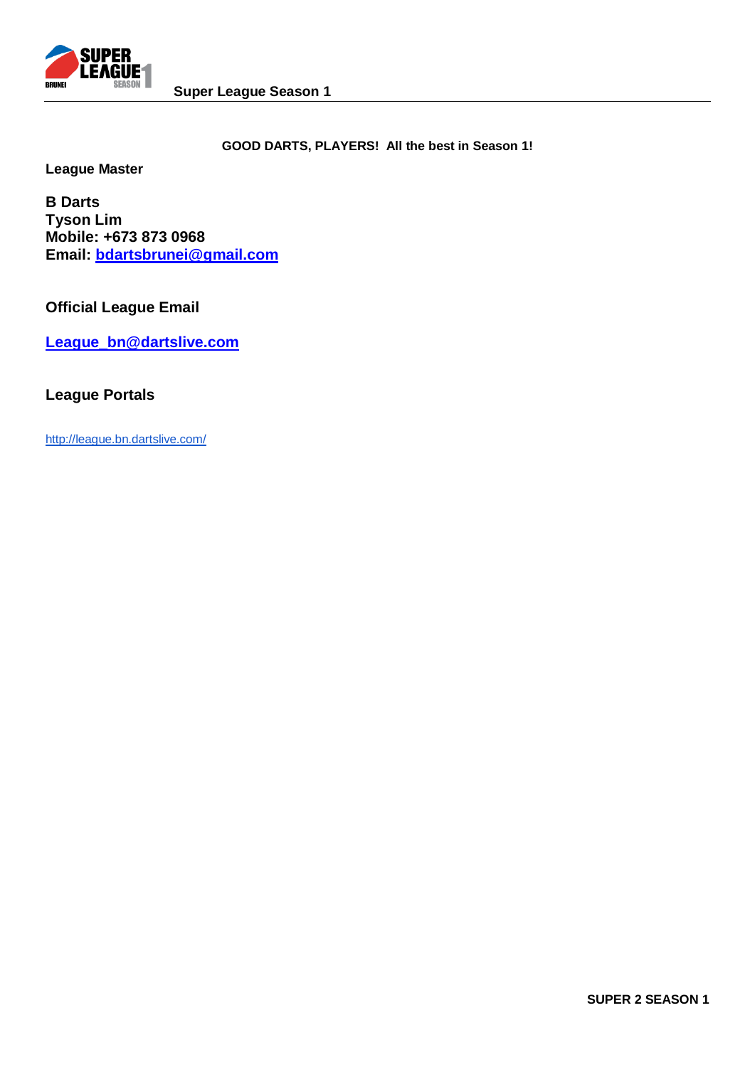**GOOD DARTS, PLAYERS! All the best in Season 1!**

**League Master**

**B Darts**
**Tyson Lim**
**Mobile: +673 873 0968**
**Email: bdartsbrunei@gmail.com**

**Official League Email**

**League_bn@dartslive.com**

**League Portals**

http://league.bn.dartslive.com/